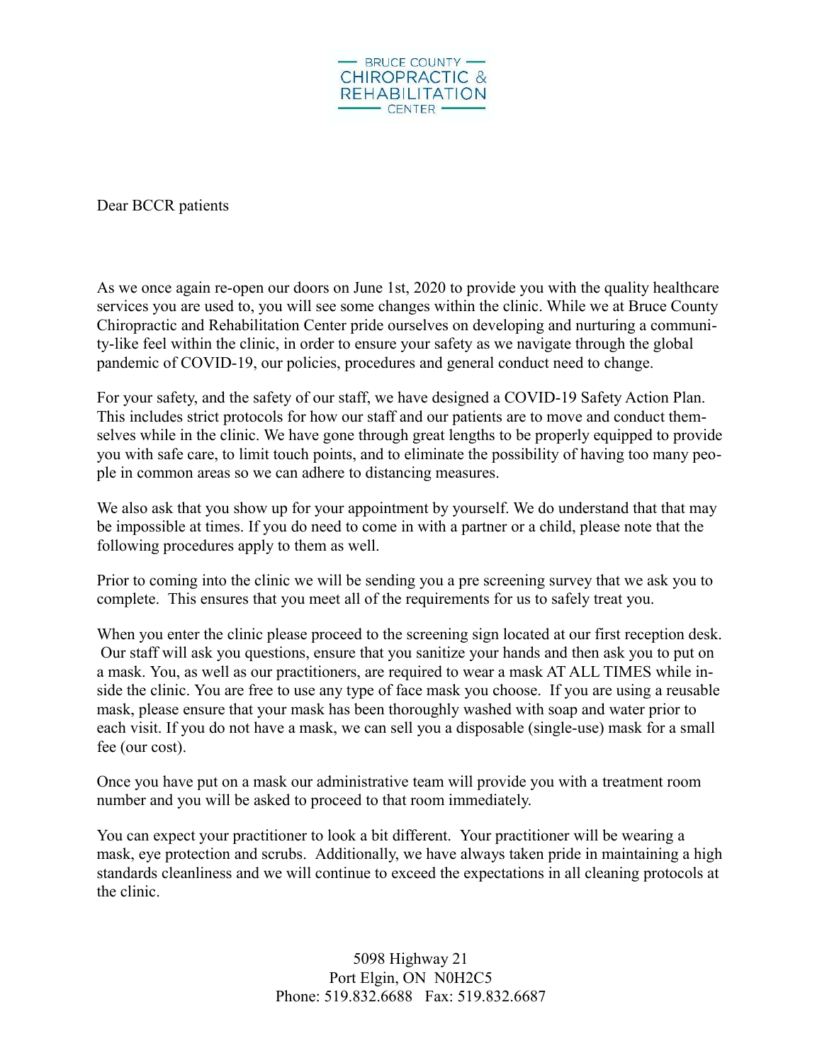BRUCE COUNTY CHIROPRACTIC & REHABILITATION CENTER

Dear BCCR patients

As we once again re-open our doors on June 1st, 2020 to provide you with the quality healthcare services you are used to, you will see some changes within the clinic. While we at Bruce County Chiropractic and Rehabilitation Center pride ourselves on developing and nurturing a community-like feel within the clinic, in order to ensure your safety as we navigate through the global pandemic of COVID-19, our policies, procedures and general conduct need to change.

For your safety, and the safety of our staff, we have designed a COVID-19 Safety Action Plan. This includes strict protocols for how our staff and our patients are to move and conduct themselves while in the clinic. We have gone through great lengths to be properly equipped to provide you with safe care, to limit touch points, and to eliminate the possibility of having too many people in common areas so we can adhere to distancing measures.

We also ask that you show up for your appointment by yourself. We do understand that that may be impossible at times. If you do need to come in with a partner or a child, please note that the following procedures apply to them as well.

Prior to coming into the clinic we will be sending you a pre screening survey that we ask you to complete. This ensures that you meet all of the requirements for us to safely treat you.

When you enter the clinic please proceed to the screening sign located at our first reception desk. Our staff will ask you questions, ensure that you sanitize your hands and then ask you to put on a mask. You, as well as our practitioners, are required to wear a mask AT ALL TIMES while inside the clinic. You are free to use any type of face mask you choose. If you are using a reusable mask, please ensure that your mask has been thoroughly washed with soap and water prior to each visit. If you do not have a mask, we can sell you a disposable (single-use) mask for a small fee (our cost).

Once you have put on a mask our administrative team will provide you with a treatment room number and you will be asked to proceed to that room immediately.

You can expect your practitioner to look a bit different. Your practitioner will be wearing a mask, eye protection and scrubs. Additionally, we have always taken pride in maintaining a high standards cleanliness and we will continue to exceed the expectations in all cleaning protocols at the clinic.

5098 Highway 21
Port Elgin, ON N0H2C5
Phone: 519.832.6688 Fax: 519.832.6687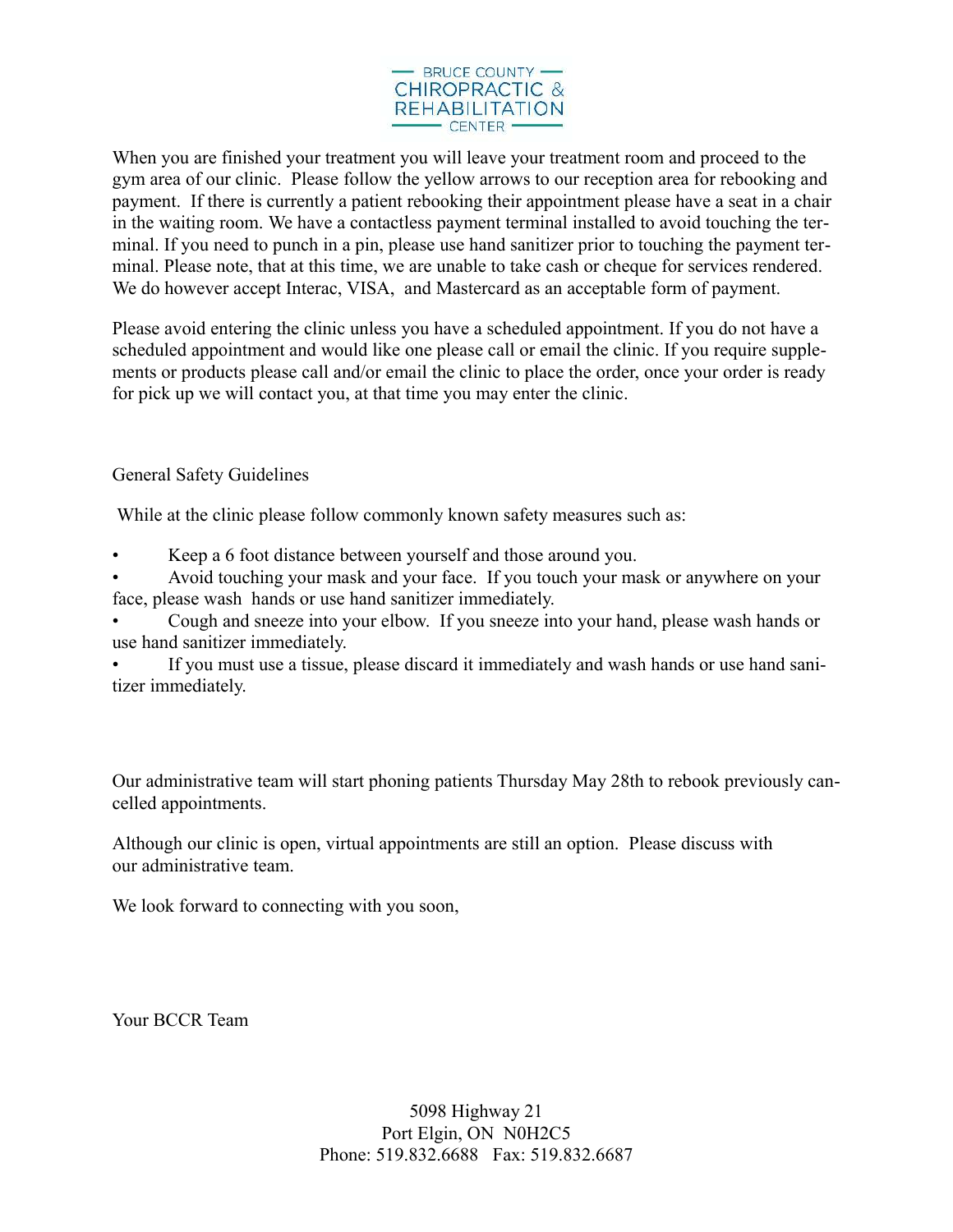BRUCE COUNTY CHIROPRACTIC & REHABILITATION CENTER

When you are finished your treatment you will leave your treatment room and proceed to the gym area of our clinic. Please follow the yellow arrows to our reception area for rebooking and payment. If there is currently a patient rebooking their appointment please have a seat in a chair in the waiting room. We have a contactless payment terminal installed to avoid touching the terminal. If you need to punch in a pin, please use hand sanitizer prior to touching the payment terminal. Please note, that at this time, we are unable to take cash or cheque for services rendered. We do however accept Interac, VISA, and Mastercard as an acceptable form of payment.

Please avoid entering the clinic unless you have a scheduled appointment. If you do not have a scheduled appointment and would like one please call or email the clinic. If you require supplements or products please call and/or email the clinic to place the order, once your order is ready for pick up we will contact you, at that time you may enter the clinic.

General Safety Guidelines

While at the clinic please follow commonly known safety measures such as:

- Keep a 6 foot distance between yourself and those around you.
- Avoid touching your mask and your face. If you touch your mask or anywhere on your face, please wash hands or use hand sanitizer immediately.
- Cough and sneeze into your elbow. If you sneeze into your hand, please wash hands or use hand sanitizer immediately.
- If you must use a tissue, please discard it immediately and wash hands or use hand sanitizer immediately.

Our administrative team will start phoning patients Thursday May 28th to rebook previously cancelled appointments.

Although our clinic is open, virtual appointments are still an option. Please discuss with our administrative team.

We look forward to connecting with you soon,

Your BCCR Team

5098 Highway 21
Port Elgin, ON N0H2C5
Phone: 519.832.6688 Fax: 519.832.6687